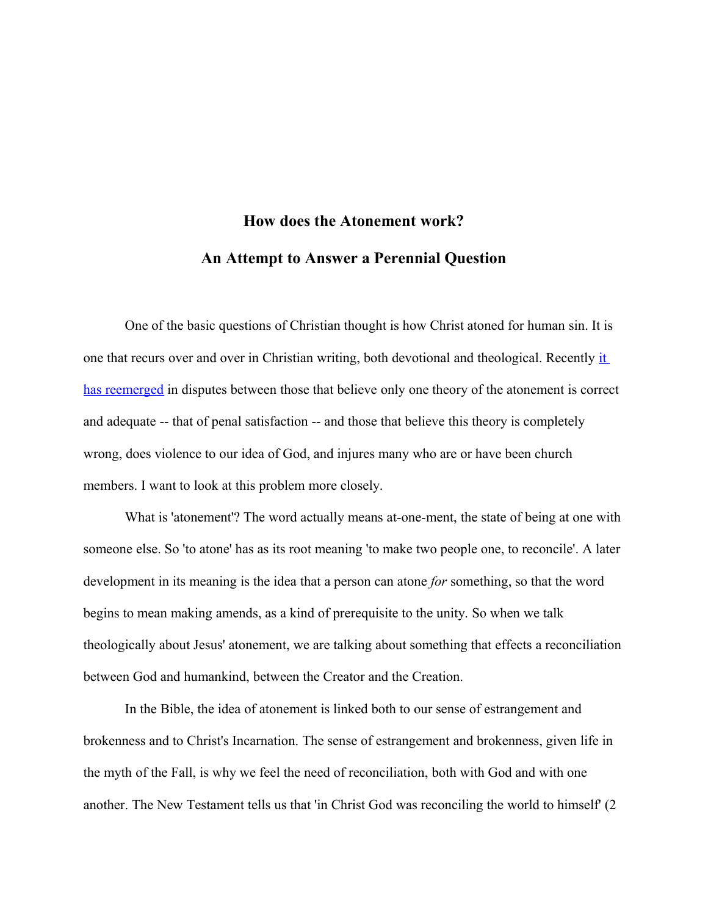## How does the Atonement work?

## An Attempt to Answer a Perennial Question

One of the basic questions of Christian thought is how Christ atoned for human sin. It is one that recurs over and over in Christian writing, both devotional and theological. Recently it has reemerged in disputes between those that believe only one theory of the atonement is correct and adequate -- that of penal satisfaction -- and those that believe this theory is completely wrong, does violence to our idea of God, and injures many who are or have been church members. I want to look at this problem more closely.

What is 'atonement'? The word actually means at-one-ment, the state of being at one with someone else. So 'to atone' has as its root meaning 'to make two people one, to reconcile'. A later development in its meaning is the idea that a person can atone *for* something, so that the word begins to mean making amends, as a kind of prerequisite to the unity. So when we talk theologically about Jesus' atonement, we are talking about something that effects a reconciliation between God and humankind, between the Creator and the Creation.

In the Bible, the idea of atonement is linked both to our sense of estrangement and brokenness and to Christ's Incarnation. The sense of estrangement and brokenness, given life in the myth of the Fall, is why we feel the need of reconciliation, both with God and with one another. The New Testament tells us that 'in Christ God was reconciling the world to himself' (2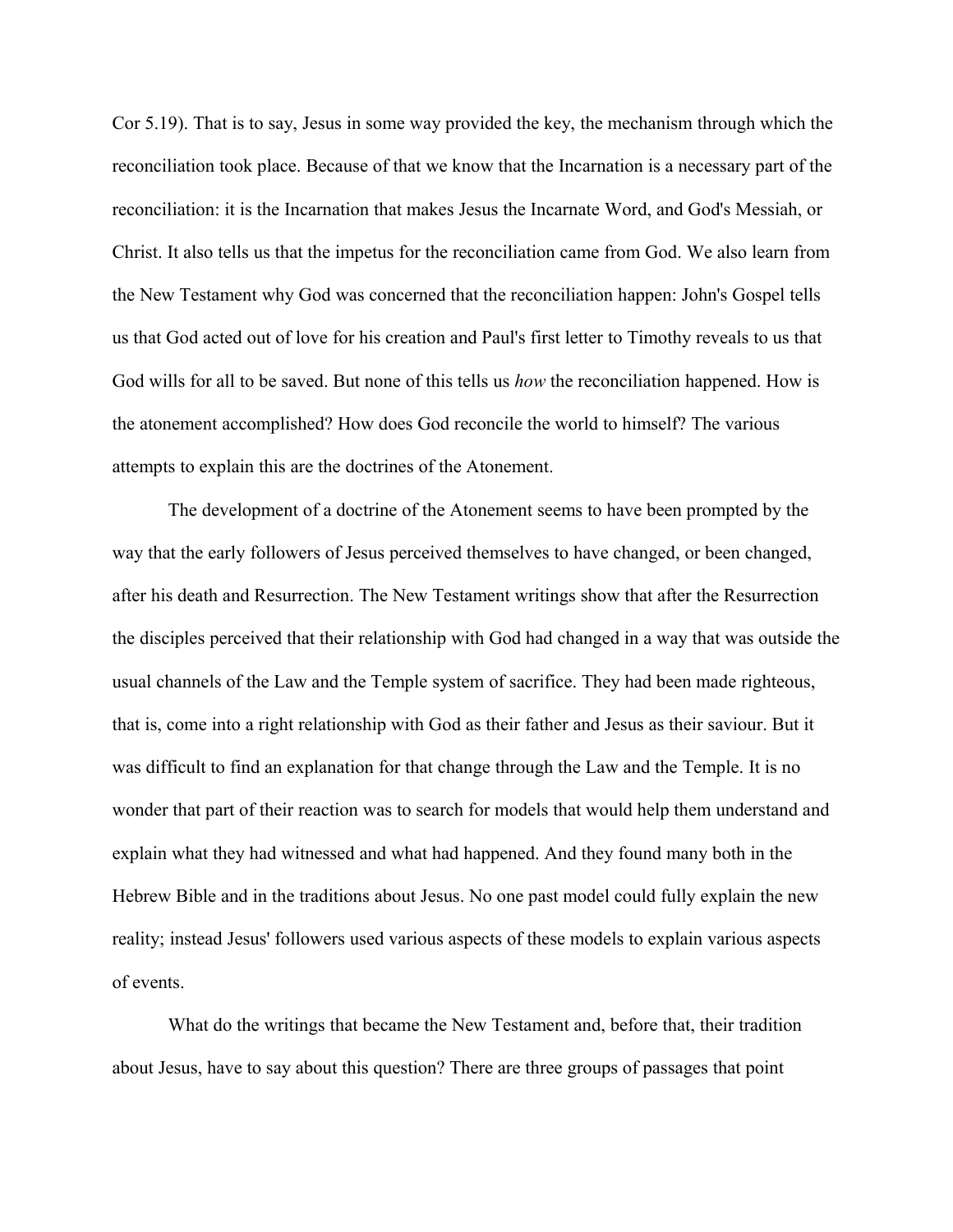Cor 5.19). That is to say, Jesus in some way provided the key, the mechanism through which the reconciliation took place. Because of that we know that the Incarnation is a necessary part of the reconciliation: it is the Incarnation that makes Jesus the Incarnate Word, and God's Messiah, or Christ. It also tells us that the impetus for the reconciliation came from God. We also learn from the New Testament why God was concerned that the reconciliation happen: John's Gospel tells us that God acted out of love for his creation and Paul's first letter to Timothy reveals to us that God wills for all to be saved. But none of this tells us *how* the reconciliation happened. How is the atonement accomplished? How does God reconcile the world to himself? The various attempts to explain this are the doctrines of the Atonement.

The development of a doctrine of the Atonement seems to have been prompted by the way that the early followers of Jesus perceived themselves to have changed, or been changed, after his death and Resurrection. The New Testament writings show that after the Resurrection the disciples perceived that their relationship with God had changed in a way that was outside the usual channels of the Law and the Temple system of sacrifice. They had been made righteous, that is, come into a right relationship with God as their father and Jesus as their saviour. But it was difficult to find an explanation for that change through the Law and the Temple. It is no wonder that part of their reaction was to search for models that would help them understand and explain what they had witnessed and what had happened. And they found many both in the Hebrew Bible and in the traditions about Jesus. No one past model could fully explain the new reality; instead Jesus' followers used various aspects of these models to explain various aspects of events.

What do the writings that became the New Testament and, before that, their tradition about Jesus, have to say about this question? There are three groups of passages that point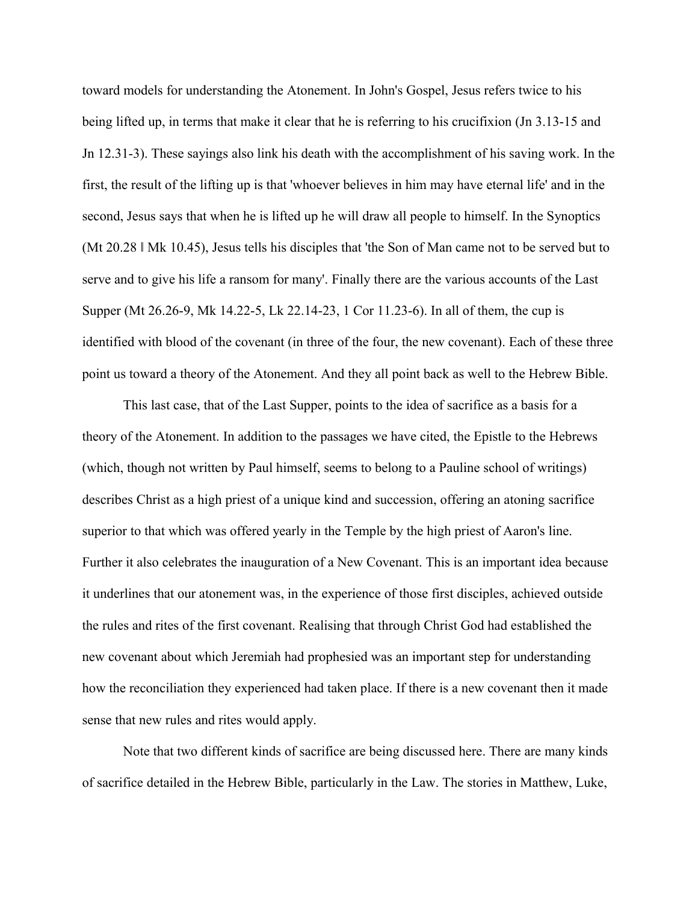toward models for understanding the Atonement. In John's Gospel, Jesus refers twice to his being lifted up, in terms that make it clear that he is referring to his crucifixion (Jn 3.13-15 and Jn 12.31-3). These sayings also link his death with the accomplishment of his saving work. In the first, the result of the lifting up is that 'whoever believes in him may have eternal life' and in the second, Jesus says that when he is lifted up he will draw all people to himself. In the Synoptics (Mt 20.28 ‖ Mk 10.45), Jesus tells his disciples that 'the Son of Man came not to be served but to serve and to give his life a ransom for many'. Finally there are the various accounts of the Last Supper (Mt 26.26-9, Mk 14.22-5, Lk 22.14-23, 1 Cor 11.23-6). In all of them, the cup is identified with blood of the covenant (in three of the four, the new covenant). Each of these three point us toward a theory of the Atonement. And they all point back as well to the Hebrew Bible.

This last case, that of the Last Supper, points to the idea of sacrifice as a basis for a theory of the Atonement. In addition to the passages we have cited, the Epistle to the Hebrews (which, though not written by Paul himself, seems to belong to a Pauline school of writings) describes Christ as a high priest of a unique kind and succession, offering an atoning sacrifice superior to that which was offered yearly in the Temple by the high priest of Aaron's line. Further it also celebrates the inauguration of a New Covenant. This is an important idea because it underlines that our atonement was, in the experience of those first disciples, achieved outside the rules and rites of the first covenant. Realising that through Christ God had established the new covenant about which Jeremiah had prophesied was an important step for understanding how the reconciliation they experienced had taken place. If there is a new covenant then it made sense that new rules and rites would apply.

Note that two different kinds of sacrifice are being discussed here. There are many kinds of sacrifice detailed in the Hebrew Bible, particularly in the Law. The stories in Matthew, Luke,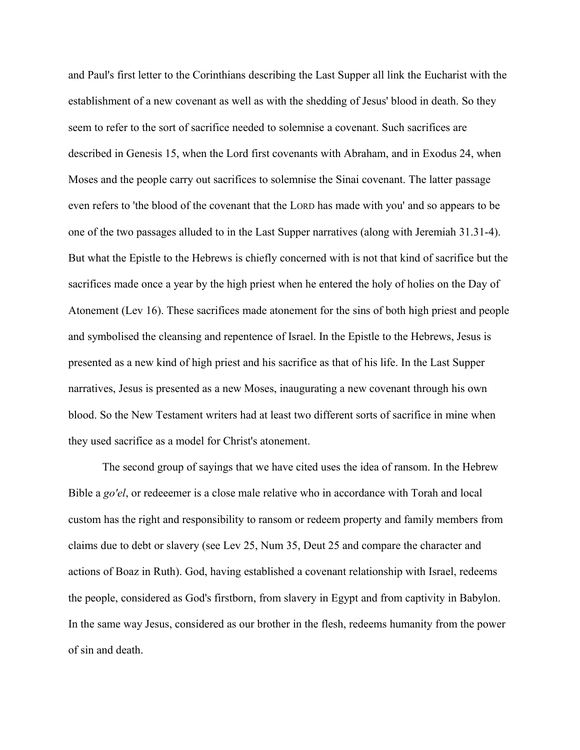and Paul's first letter to the Corinthians describing the Last Supper all link the Eucharist with the establishment of a new covenant as well as with the shedding of Jesus' blood in death. So they seem to refer to the sort of sacrifice needed to solemnise a covenant. Such sacrifices are described in Genesis 15, when the Lord first covenants with Abraham, and in Exodus 24, when Moses and the people carry out sacrifices to solemnise the Sinai covenant. The latter passage even refers to 'the blood of the covenant that the LORD has made with you' and so appears to be one of the two passages alluded to in the Last Supper narratives (along with Jeremiah 31.31-4). But what the Epistle to the Hebrews is chiefly concerned with is not that kind of sacrifice but the sacrifices made once a year by the high priest when he entered the holy of holies on the Day of Atonement (Lev 16). These sacrifices made atonement for the sins of both high priest and people and symbolised the cleansing and repentence of Israel. In the Epistle to the Hebrews, Jesus is presented as a new kind of high priest and his sacrifice as that of his life. In the Last Supper narratives, Jesus is presented as a new Moses, inaugurating a new covenant through his own blood. So the New Testament writers had at least two different sorts of sacrifice in mine when they used sacrifice as a model for Christ's atonement.

The second group of sayings that we have cited uses the idea of ransom. In the Hebrew Bible a *go'el*, or redeeemer is a close male relative who in accordance with Torah and local custom has the right and responsibility to ransom or redeem property and family members from claims due to debt or slavery (see Lev 25, Num 35, Deut 25 and compare the character and actions of Boaz in Ruth). God, having established a covenant relationship with Israel, redeems the people, considered as God's firstborn, from slavery in Egypt and from captivity in Babylon. In the same way Jesus, considered as our brother in the flesh, redeems humanity from the power of sin and death.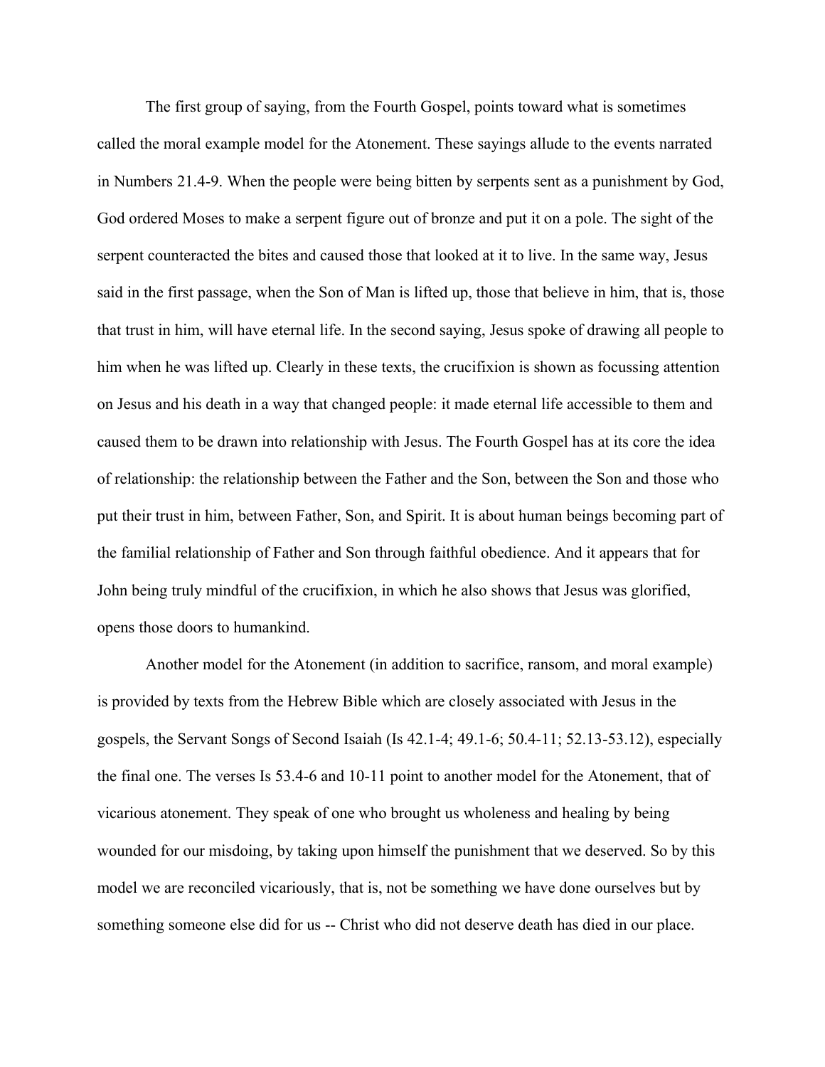The first group of saying, from the Fourth Gospel, points toward what is sometimes called the moral example model for the Atonement. These sayings allude to the events narrated in Numbers 21.4-9. When the people were being bitten by serpents sent as a punishment by God, God ordered Moses to make a serpent figure out of bronze and put it on a pole. The sight of the serpent counteracted the bites and caused those that looked at it to live. In the same way, Jesus said in the first passage, when the Son of Man is lifted up, those that believe in him, that is, those that trust in him, will have eternal life. In the second saying, Jesus spoke of drawing all people to him when he was lifted up. Clearly in these texts, the crucifixion is shown as focussing attention on Jesus and his death in a way that changed people: it made eternal life accessible to them and caused them to be drawn into relationship with Jesus. The Fourth Gospel has at its core the idea of relationship: the relationship between the Father and the Son, between the Son and those who put their trust in him, between Father, Son, and Spirit. It is about human beings becoming part of the familial relationship of Father and Son through faithful obedience. And it appears that for John being truly mindful of the crucifixion, in which he also shows that Jesus was glorified, opens those doors to humankind.

Another model for the Atonement (in addition to sacrifice, ransom, and moral example) is provided by texts from the Hebrew Bible which are closely associated with Jesus in the gospels, the Servant Songs of Second Isaiah (Is 42.1-4; 49.1-6; 50.4-11; 52.13-53.12), especially the final one. The verses Is 53.4-6 and 10-11 point to another model for the Atonement, that of vicarious atonement. They speak of one who brought us wholeness and healing by being wounded for our misdoing, by taking upon himself the punishment that we deserved. So by this model we are reconciled vicariously, that is, not be something we have done ourselves but by something someone else did for us -- Christ who did not deserve death has died in our place.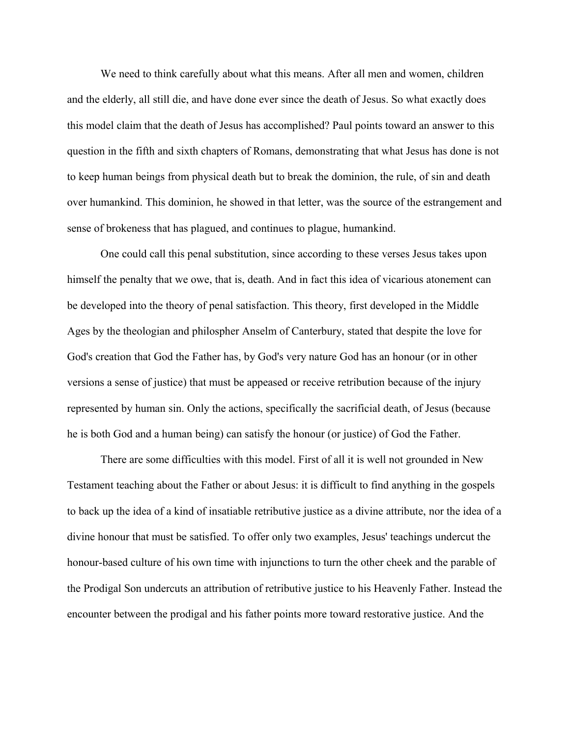We need to think carefully about what this means. After all men and women, children and the elderly, all still die, and have done ever since the death of Jesus. So what exactly does this model claim that the death of Jesus has accomplished? Paul points toward an answer to this question in the fifth and sixth chapters of Romans, demonstrating that what Jesus has done is not to keep human beings from physical death but to break the dominion, the rule, of sin and death over humankind. This dominion, he showed in that letter, was the source of the estrangement and sense of brokeness that has plagued, and continues to plague, humankind.

One could call this penal substitution, since according to these verses Jesus takes upon himself the penalty that we owe, that is, death. And in fact this idea of vicarious atonement can be developed into the theory of penal satisfaction. This theory, first developed in the Middle Ages by the theologian and philospher Anselm of Canterbury, stated that despite the love for God's creation that God the Father has, by God's very nature God has an honour (or in other versions a sense of justice) that must be appeased or receive retribution because of the injury represented by human sin. Only the actions, specifically the sacrificial death, of Jesus (because he is both God and a human being) can satisfy the honour (or justice) of God the Father.

There are some difficulties with this model. First of all it is well not grounded in New Testament teaching about the Father or about Jesus: it is difficult to find anything in the gospels to back up the idea of a kind of insatiable retributive justice as a divine attribute, nor the idea of a divine honour that must be satisfied. To offer only two examples, Jesus' teachings undercut the honour-based culture of his own time with injunctions to turn the other cheek and the parable of the Prodigal Son undercuts an attribution of retributive justice to his Heavenly Father. Instead the encounter between the prodigal and his father points more toward restorative justice. And the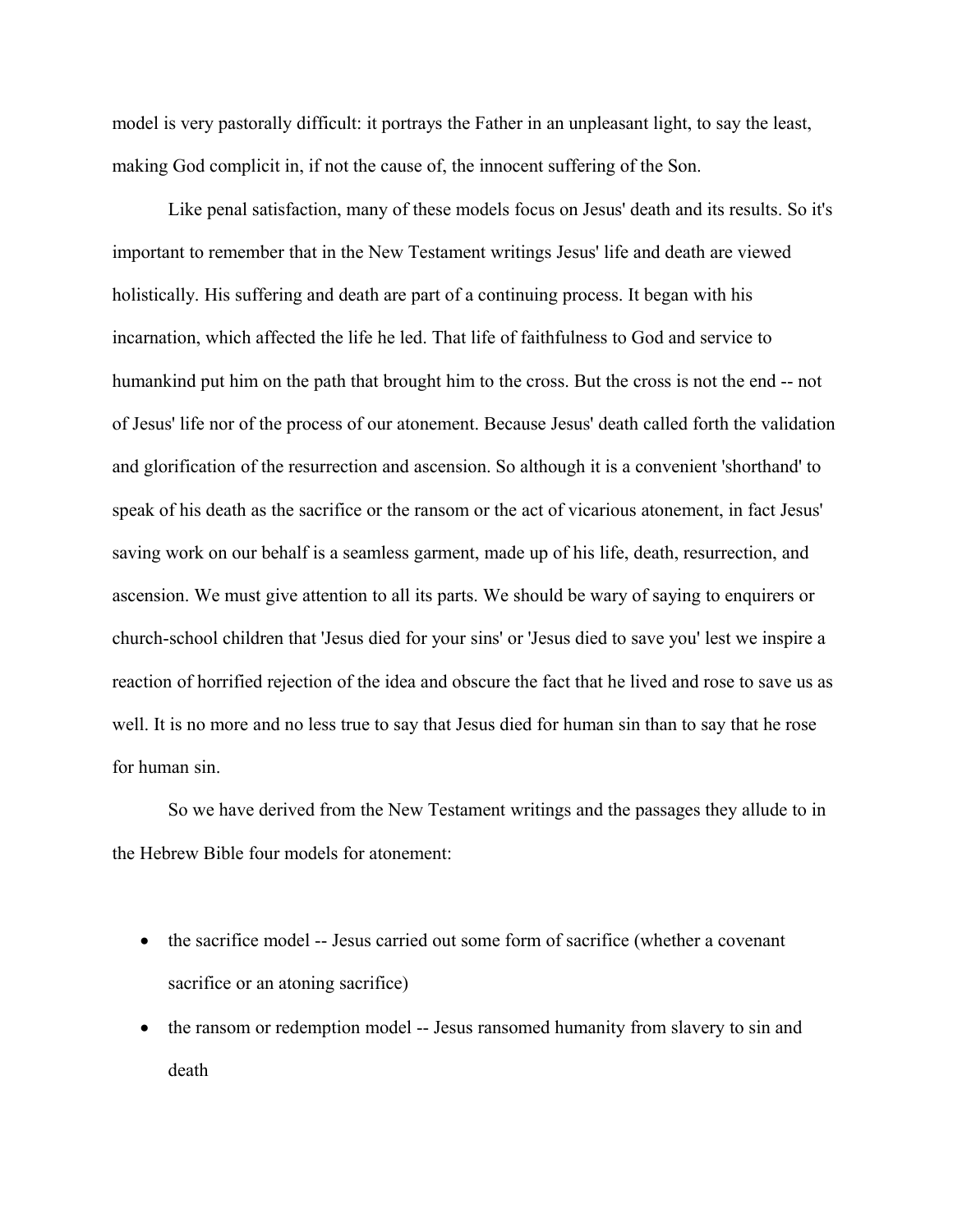model is very pastorally difficult: it portrays the Father in an unpleasant light, to say the least, making God complicit in, if not the cause of, the innocent suffering of the Son.

Like penal satisfaction, many of these models focus on Jesus' death and its results. So it's important to remember that in the New Testament writings Jesus' life and death are viewed holistically. His suffering and death are part of a continuing process. It began with his incarnation, which affected the life he led. That life of faithfulness to God and service to humankind put him on the path that brought him to the cross. But the cross is not the end -- not of Jesus' life nor of the process of our atonement. Because Jesus' death called forth the validation and glorification of the resurrection and ascension. So although it is a convenient 'shorthand' to speak of his death as the sacrifice or the ransom or the act of vicarious atonement, in fact Jesus' saving work on our behalf is a seamless garment, made up of his life, death, resurrection, and ascension. We must give attention to all its parts. We should be wary of saying to enquirers or church-school children that 'Jesus died for your sins' or 'Jesus died to save you' lest we inspire a reaction of horrified rejection of the idea and obscure the fact that he lived and rose to save us as well. It is no more and no less true to say that Jesus died for human sin than to say that he rose for human sin.

So we have derived from the New Testament writings and the passages they allude to in the Hebrew Bible four models for atonement:

- the sacrifice model -- Jesus carried out some form of sacrifice (whether a covenant sacrifice or an atoning sacrifice)
- the ransom or redemption model -- Jesus ransomed humanity from slavery to sin and death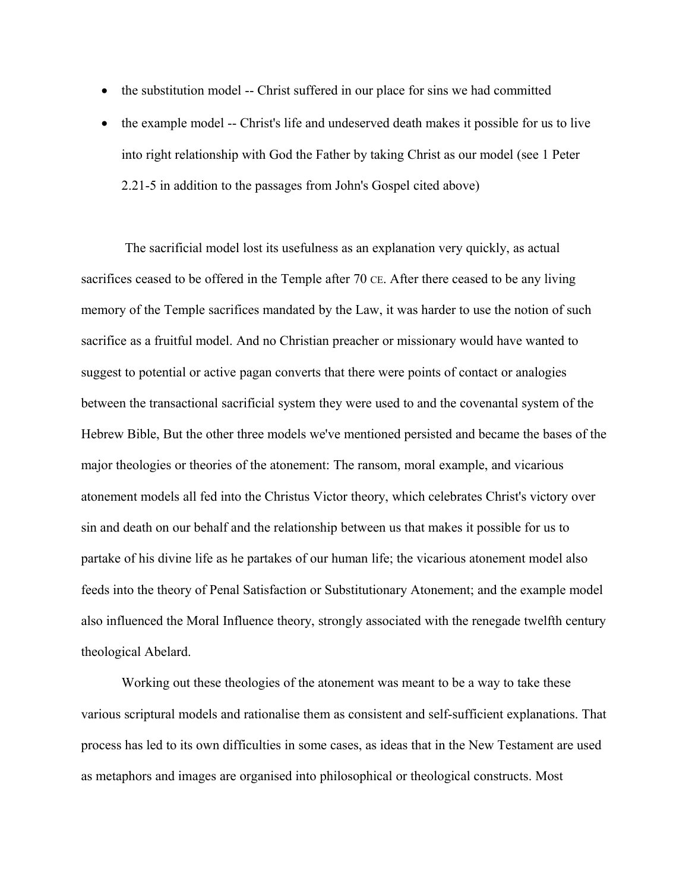- the substitution model -- Christ suffered in our place for sins we had committed
- the example model -- Christ's life and undeserved death makes it possible for us to live into right relationship with God the Father by taking Christ as our model (see 1 Peter 2.21-5 in addition to the passages from John's Gospel cited above)

The sacrificial model lost its usefulness as an explanation very quickly, as actual sacrifices ceased to be offered in the Temple after 70 CE. After there ceased to be any living memory of the Temple sacrifices mandated by the Law, it was harder to use the notion of such sacrifice as a fruitful model. And no Christian preacher or missionary would have wanted to suggest to potential or active pagan converts that there were points of contact or analogies between the transactional sacrificial system they were used to and the covenantal system of the Hebrew Bible, But the other three models we've mentioned persisted and became the bases of the major theologies or theories of the atonement: The ransom, moral example, and vicarious atonement models all fed into the Christus Victor theory, which celebrates Christ's victory over sin and death on our behalf and the relationship between us that makes it possible for us to partake of his divine life as he partakes of our human life; the vicarious atonement model also feeds into the theory of Penal Satisfaction or Substitutionary Atonement; and the example model also influenced the Moral Influence theory, strongly associated with the renegade twelfth century theological Abelard.

Working out these theologies of the atonement was meant to be a way to take these various scriptural models and rationalise them as consistent and self-sufficient explanations. That process has led to its own difficulties in some cases, as ideas that in the New Testament are used as metaphors and images are organised into philosophical or theological constructs. Most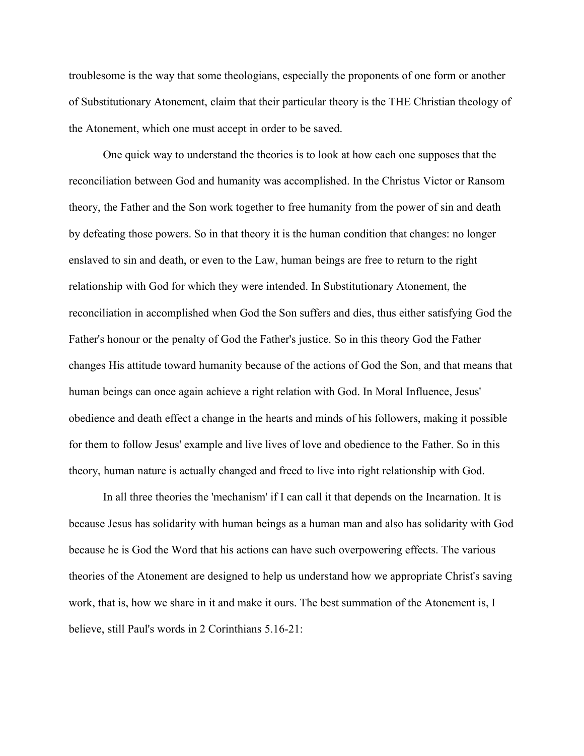troublesome is the way that some theologians, especially the proponents of one form or another of Substitutionary Atonement, claim that their particular theory is the THE Christian theology of the Atonement, which one must accept in order to be saved.

One quick way to understand the theories is to look at how each one supposes that the reconciliation between God and humanity was accomplished. In the Christus Victor or Ransom theory, the Father and the Son work together to free humanity from the power of sin and death by defeating those powers. So in that theory it is the human condition that changes: no longer enslaved to sin and death, or even to the Law, human beings are free to return to the right relationship with God for which they were intended. In Substitutionary Atonement, the reconciliation in accomplished when God the Son suffers and dies, thus either satisfying God the Father's honour or the penalty of God the Father's justice. So in this theory God the Father changes His attitude toward humanity because of the actions of God the Son, and that means that human beings can once again achieve a right relation with God. In Moral Influence, Jesus' obedience and death effect a change in the hearts and minds of his followers, making it possible for them to follow Jesus' example and live lives of love and obedience to the Father. So in this theory, human nature is actually changed and freed to live into right relationship with God.

In all three theories the 'mechanism' if I can call it that depends on the Incarnation. It is because Jesus has solidarity with human beings as a human man and also has solidarity with God because he is God the Word that his actions can have such overpowering effects. The various theories of the Atonement are designed to help us understand how we appropriate Christ's saving work, that is, how we share in it and make it ours. The best summation of the Atonement is, I believe, still Paul's words in 2 Corinthians 5.16-21: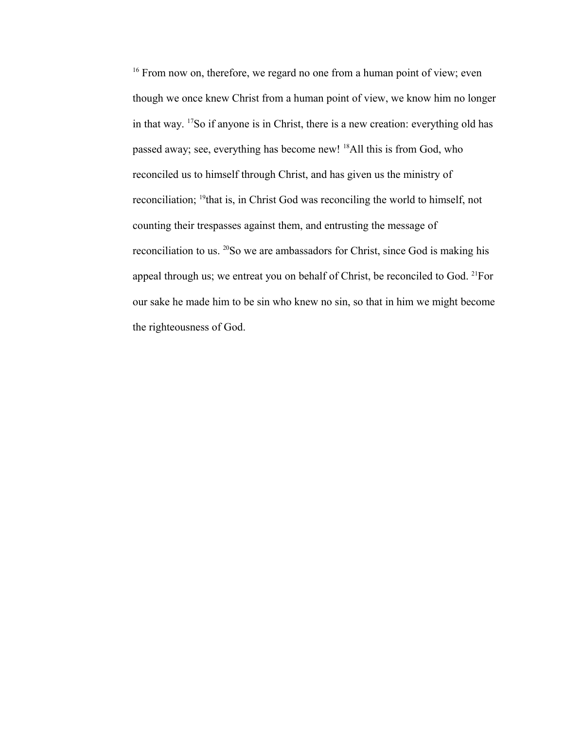[16] From now on, therefore, we regard no one from a human point of view; even though we once knew Christ from a human point of view, we know him no longer in that way. [17]So if anyone is in Christ, there is a new creation: everything old has passed away; see, everything has become new! [18]All this is from God, who reconciled us to himself through Christ, and has given us the ministry of reconciliation; [19]that is, in Christ God was reconciling the world to himself, not counting their trespasses against them, and entrusting the message of reconciliation to us. [20]So we are ambassadors for Christ, since God is making his appeal through us; we entreat you on behalf of Christ, be reconciled to God. [21]For our sake he made him to be sin who knew no sin, so that in him we might become the righteousness of God.